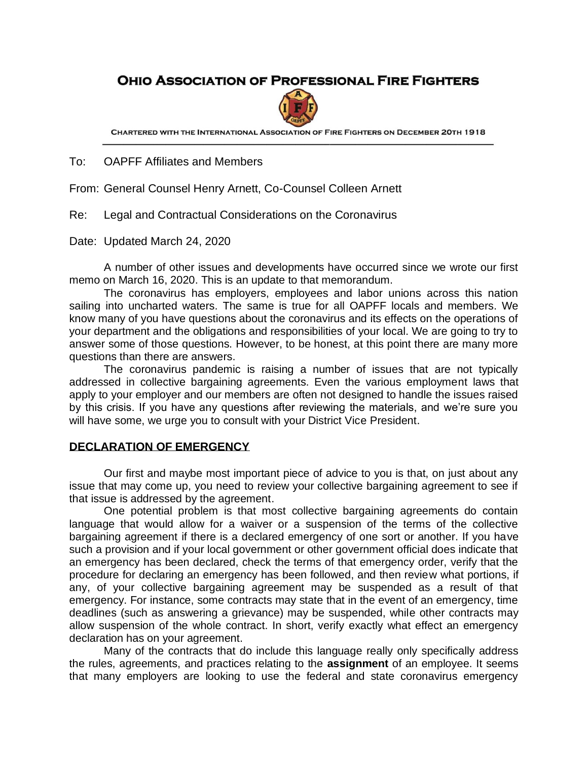# OHIO ASSOCIATION OF PROFESSIONAL FIRE FIGHTERS

CHARTERED WITH THE INTERNATIONAL ASSOCIATION OF FIRE FIGHTERS ON DECEMBER 20TH 1918

To: OAPFF Affiliates and Members

From: General Counsel Henry Arnett, Co-Counsel Colleen Arnett

Re: Legal and Contractual Considerations on the Coronavirus

Date: Updated March 24, 2020

A number of other issues and developments have occurred since we wrote our first memo on March 16, 2020. This is an update to that memorandum.

The coronavirus has employers, employees and labor unions across this nation sailing into uncharted waters. The same is true for all OAPFF locals and members. We know many of you have questions about the coronavirus and its effects on the operations of your department and the obligations and responsibilities of your local. We are going to try to answer some of those questions. However, to be honest, at this point there are many more questions than there are answers.

The coronavirus pandemic is raising a number of issues that are not typically addressed in collective bargaining agreements. Even the various employment laws that apply to your employer and our members are often not designed to handle the issues raised by this crisis. If you have any questions after reviewing the materials, and we're sure you will have some, we urge you to consult with your District Vice President.

## DECLARATION OF EMERGENCY

Our first and maybe most important piece of advice to you is that, on just about any issue that may come up, you need to review your collective bargaining agreement to see if that issue is addressed by the agreement.

One potential problem is that most collective bargaining agreements do contain language that would allow for a waiver or a suspension of the terms of the collective bargaining agreement if there is a declared emergency of one sort or another. If you have such a provision and if your local government or other government official does indicate that an emergency has been declared, check the terms of that emergency order, verify that the procedure for declaring an emergency has been followed, and then review what portions, if any, of your collective bargaining agreement may be suspended as a result of that emergency. For instance, some contracts may state that in the event of an emergency, time deadlines (such as answering a grievance) may be suspended, while other contracts may allow suspension of the whole contract. In short, verify exactly what effect an emergency declaration has on your agreement.

Many of the contracts that do include this language really only specifically address the rules, agreements, and practices relating to the **assignment** of an employee. It seems that many employers are looking to use the federal and state coronavirus emergency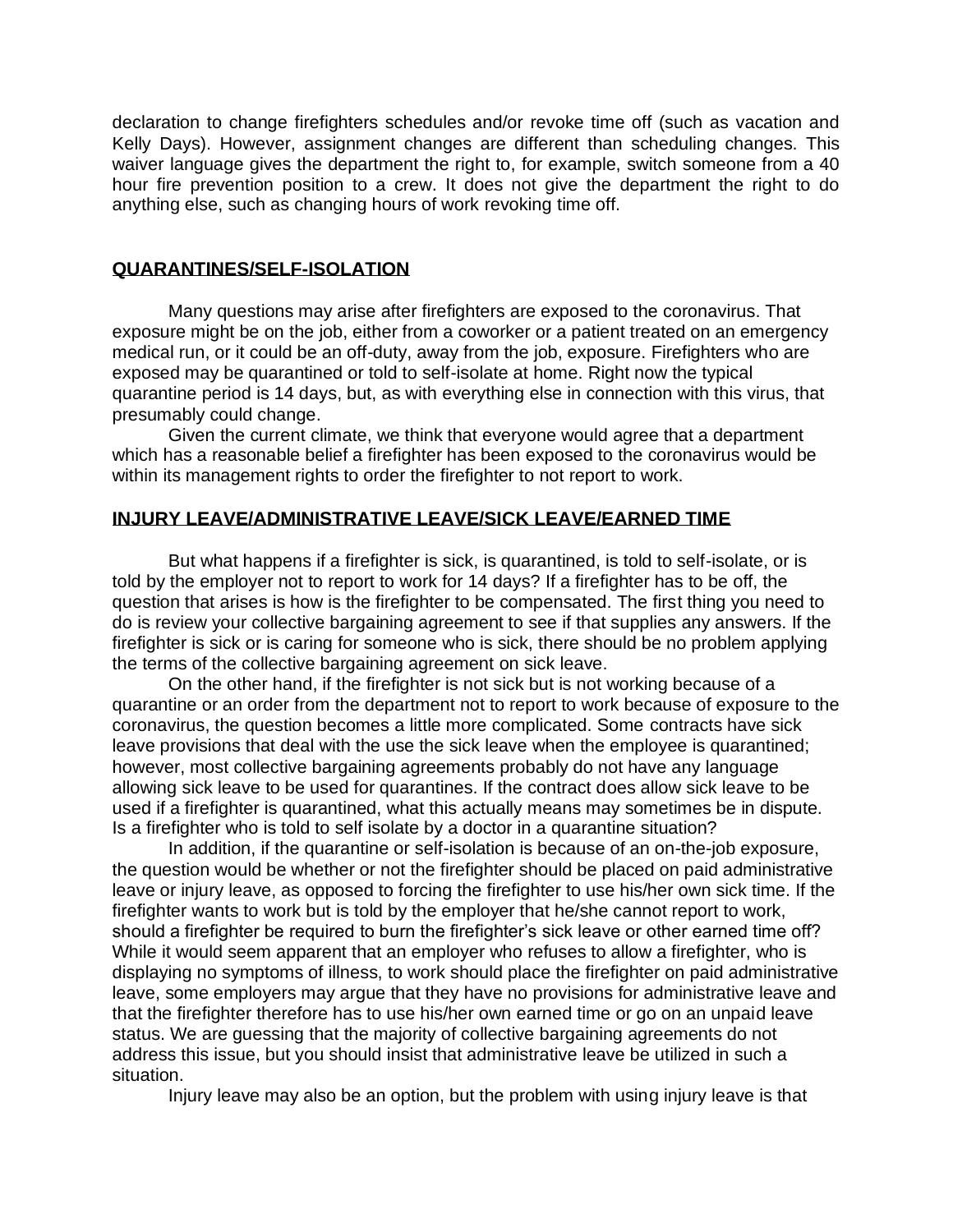declaration to change firefighters schedules and/or revoke time off (such as vacation and Kelly Days). However, assignment changes are different than scheduling changes. This waiver language gives the department the right to, for example, switch someone from a 40 hour fire prevention position to a crew. It does not give the department the right to do anything else, such as changing hours of work revoking time off.

## QUARANTINES/SELF-ISOLATION

Many questions may arise after firefighters are exposed to the coronavirus. That exposure might be on the job, either from a coworker or a patient treated on an emergency medical run, or it could be an off-duty, away from the job, exposure. Firefighters who are exposed may be quarantined or told to self-isolate at home. Right now the typical quarantine period is 14 days, but, as with everything else in connection with this virus, that presumably could change.

Given the current climate, we think that everyone would agree that a department which has a reasonable belief a firefighter has been exposed to the coronavirus would be within its management rights to order the firefighter to not report to work.

## INJURY LEAVE/ADMINISTRATIVE LEAVE/SICK LEAVE/EARNED TIME

But what happens if a firefighter is sick, is quarantined, is told to self-isolate, or is told by the employer not to report to work for 14 days? If a firefighter has to be off, the question that arises is how is the firefighter to be compensated. The first thing you need to do is review your collective bargaining agreement to see if that supplies any answers. If the firefighter is sick or is caring for someone who is sick, there should be no problem applying the terms of the collective bargaining agreement on sick leave.

On the other hand, if the firefighter is not sick but is not working because of a quarantine or an order from the department not to report to work because of exposure to the coronavirus, the question becomes a little more complicated. Some contracts have sick leave provisions that deal with the use the sick leave when the employee is quarantined; however, most collective bargaining agreements probably do not have any language allowing sick leave to be used for quarantines. If the contract does allow sick leave to be used if a firefighter is quarantined, what this actually means may sometimes be in dispute. Is a firefighter who is told to self isolate by a doctor in a quarantine situation?

In addition, if the quarantine or self-isolation is because of an on-the-job exposure, the question would be whether or not the firefighter should be placed on paid administrative leave or injury leave, as opposed to forcing the firefighter to use his/her own sick time. If the firefighter wants to work but is told by the employer that he/she cannot report to work, should a firefighter be required to burn the firefighter's sick leave or other earned time off? While it would seem apparent that an employer who refuses to allow a firefighter, who is displaying no symptoms of illness, to work should place the firefighter on paid administrative leave, some employers may argue that they have no provisions for administrative leave and that the firefighter therefore has to use his/her own earned time or go on an unpaid leave status. We are guessing that the majority of collective bargaining agreements do not address this issue, but you should insist that administrative leave be utilized in such a situation.

Injury leave may also be an option, but the problem with using injury leave is that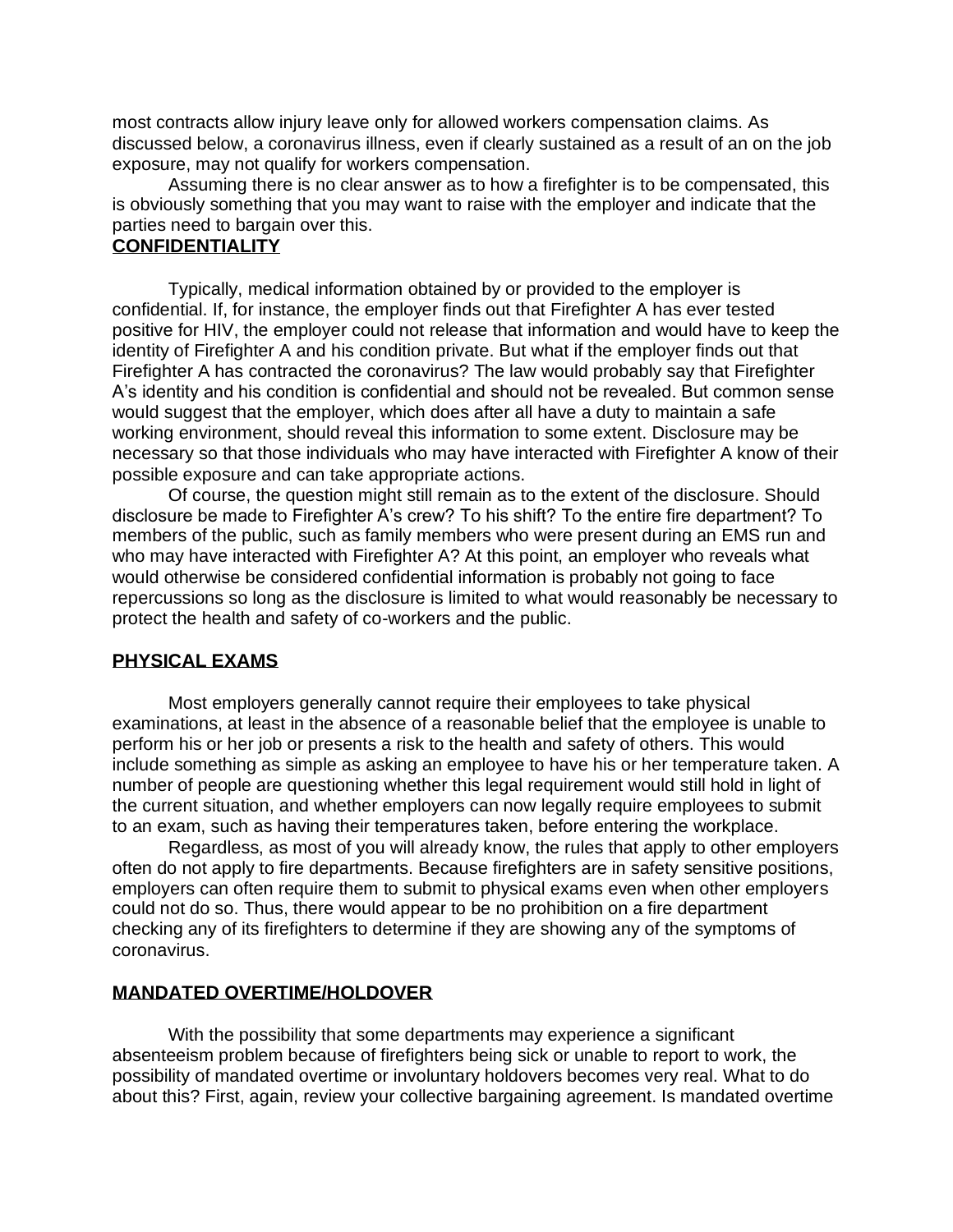most contracts allow injury leave only for allowed workers compensation claims. As discussed below, a coronavirus illness, even if clearly sustained as a result of an on the job exposure, may not qualify for workers compensation.

Assuming there is no clear answer as to how a firefighter is to be compensated, this is obviously something that you may want to raise with the employer and indicate that the parties need to bargain over this.

## CONFIDENTIALITY

Typically, medical information obtained by or provided to the employer is confidential. If, for instance, the employer finds out that Firefighter A has ever tested positive for HIV, the employer could not release that information and would have to keep the identity of Firefighter A and his condition private. But what if the employer finds out that Firefighter A has contracted the coronavirus? The law would probably say that Firefighter A's identity and his condition is confidential and should not be revealed. But common sense would suggest that the employer, which does after all have a duty to maintain a safe working environment, should reveal this information to some extent. Disclosure may be necessary so that those individuals who may have interacted with Firefighter A know of their possible exposure and can take appropriate actions.

Of course, the question might still remain as to the extent of the disclosure. Should disclosure be made to Firefighter A's crew? To his shift? To the entire fire department? To members of the public, such as family members who were present during an EMS run and who may have interacted with Firefighter A? At this point, an employer who reveals what would otherwise be considered confidential information is probably not going to face repercussions so long as the disclosure is limited to what would reasonably be necessary to protect the health and safety of co-workers and the public.

## PHYSICAL EXAMS

Most employers generally cannot require their employees to take physical examinations, at least in the absence of a reasonable belief that the employee is unable to perform his or her job or presents a risk to the health and safety of others. This would include something as simple as asking an employee to have his or her temperature taken. A number of people are questioning whether this legal requirement would still hold in light of the current situation, and whether employers can now legally require employees to submit to an exam, such as having their temperatures taken, before entering the workplace.

Regardless, as most of you will already know, the rules that apply to other employers often do not apply to fire departments. Because firefighters are in safety sensitive positions, employers can often require them to submit to physical exams even when other employers could not do so. Thus, there would appear to be no prohibition on a fire department checking any of its firefighters to determine if they are showing any of the symptoms of coronavirus.

## MANDATED OVERTIME/HOLDOVER

With the possibility that some departments may experience a significant absenteeism problem because of firefighters being sick or unable to report to work, the possibility of mandated overtime or involuntary holdovers becomes very real. What to do about this? First, again, review your collective bargaining agreement. Is mandated overtime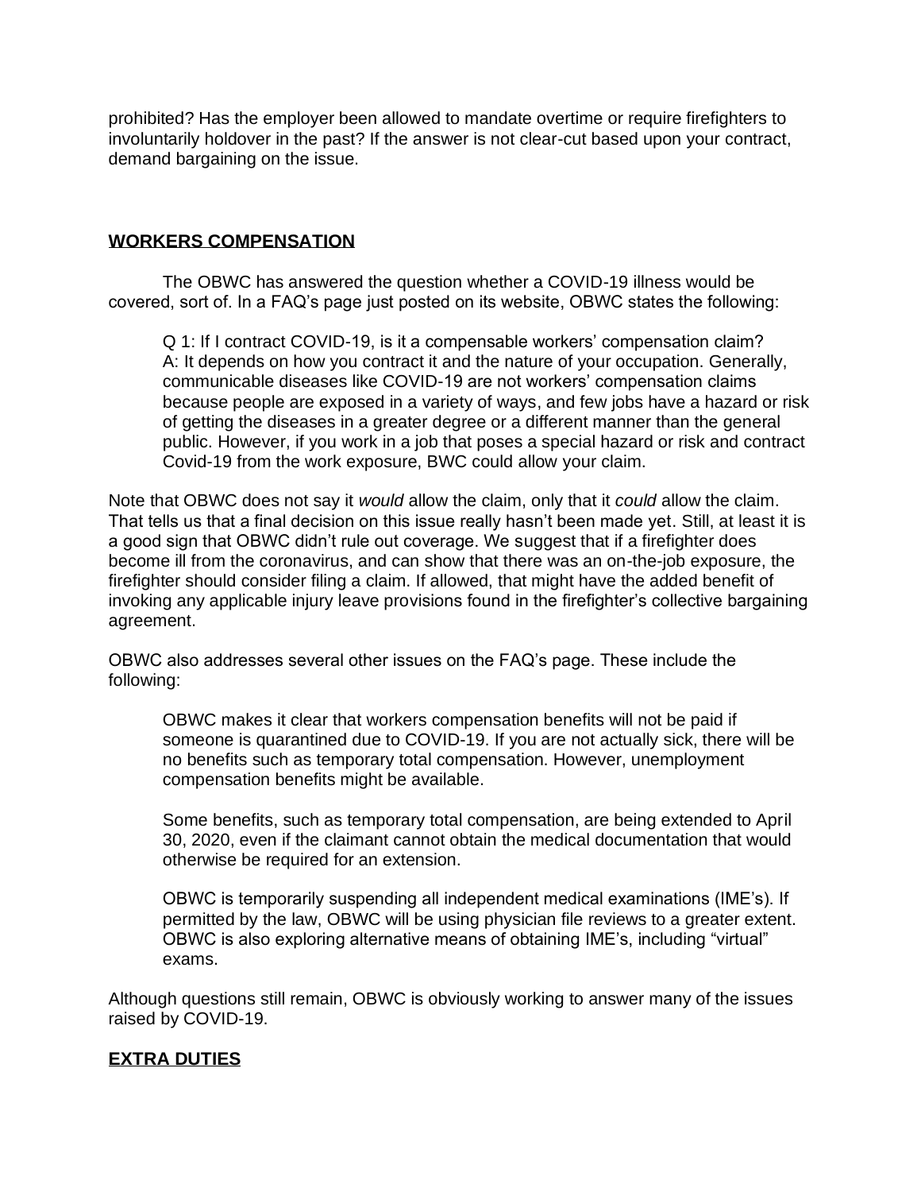prohibited? Has the employer been allowed to mandate overtime or require firefighters to involuntarily holdover in the past? If the answer is not clear-cut based upon your contract, demand bargaining on the issue.

## WORKERS COMPENSATION

The OBWC has answered the question whether a COVID-19 illness would be covered, sort of. In a FAQ's page just posted on its website, OBWC states the following:

> Q 1: If I contract COVID-19, is it a compensable workers' compensation claim?
> A: It depends on how you contract it and the nature of your occupation. Generally, communicable diseases like COVID-19 are not workers' compensation claims because people are exposed in a variety of ways, and few jobs have a hazard or risk of getting the diseases in a greater degree or a different manner than the general public. However, if you work in a job that poses a special hazard or risk and contract Covid-19 from the work exposure, BWC could allow your claim.

Note that OBWC does not say it *would* allow the claim, only that it *could* allow the claim. That tells us that a final decision on this issue really hasn't been made yet. Still, at least it is a good sign that OBWC didn't rule out coverage. We suggest that if a firefighter does become ill from the coronavirus, and can show that there was an on-the-job exposure, the firefighter should consider filing a claim. If allowed, that might have the added benefit of invoking any applicable injury leave provisions found in the firefighter's collective bargaining agreement.

OBWC also addresses several other issues on the FAQ's page. These include the following:

> OBWC makes it clear that workers compensation benefits will not be paid if someone is quarantined due to COVID-19. If you are not actually sick, there will be no benefits such as temporary total compensation. However, unemployment compensation benefits might be available.
>
> Some benefits, such as temporary total compensation, are being extended to April 30, 2020, even if the claimant cannot obtain the medical documentation that would otherwise be required for an extension.
>
> OBWC is temporarily suspending all independent medical examinations (IME's). If permitted by the law, OBWC will be using physician file reviews to a greater extent. OBWC is also exploring alternative means of obtaining IME's, including "virtual" exams.

Although questions still remain, OBWC is obviously working to answer many of the issues raised by COVID-19.

## EXTRA DUTIES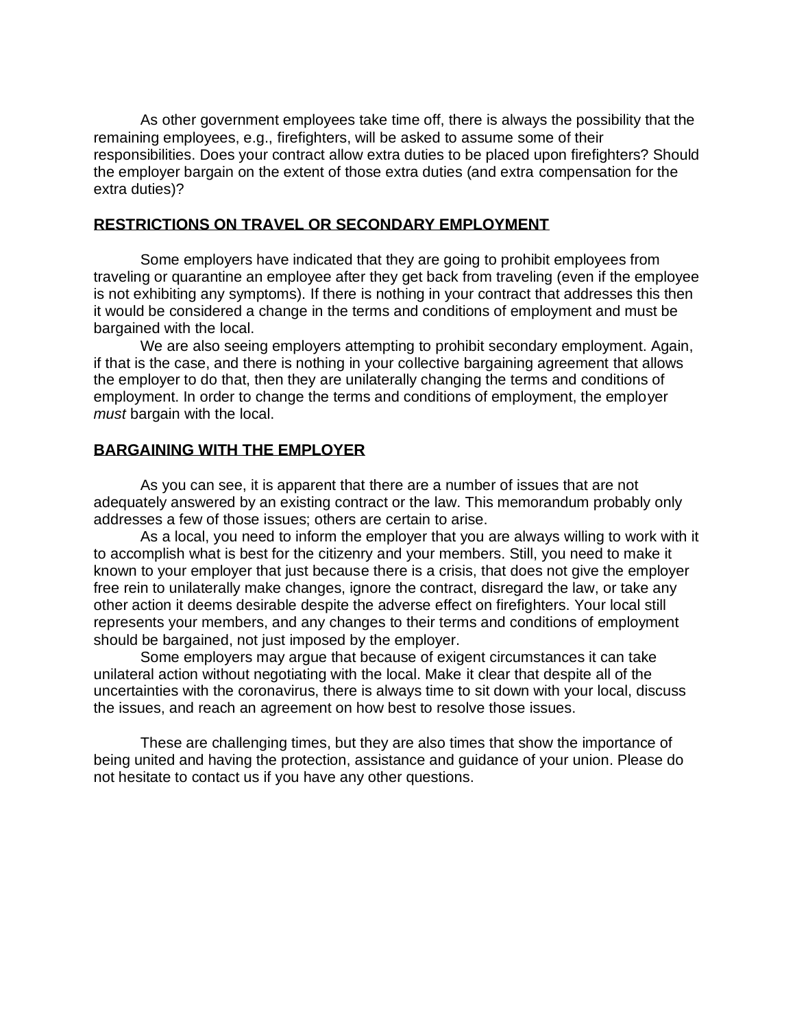As other government employees take time off, there is always the possibility that the remaining employees, e.g., firefighters, will be asked to assume some of their responsibilities. Does your contract allow extra duties to be placed upon firefighters? Should the employer bargain on the extent of those extra duties (and extra compensation for the extra duties)?

## RESTRICTIONS ON TRAVEL OR SECONDARY EMPLOYMENT

Some employers have indicated that they are going to prohibit employees from traveling or quarantine an employee after they get back from traveling (even if the employee is not exhibiting any symptoms). If there is nothing in your contract that addresses this then it would be considered a change in the terms and conditions of employment and must be bargained with the local.

We are also seeing employers attempting to prohibit secondary employment. Again, if that is the case, and there is nothing in your collective bargaining agreement that allows the employer to do that, then they are unilaterally changing the terms and conditions of employment. In order to change the terms and conditions of employment, the employer *must* bargain with the local.

## BARGAINING WITH THE EMPLOYER

As you can see, it is apparent that there are a number of issues that are not adequately answered by an existing contract or the law. This memorandum probably only addresses a few of those issues; others are certain to arise.

As a local, you need to inform the employer that you are always willing to work with it to accomplish what is best for the citizenry and your members. Still, you need to make it known to your employer that just because there is a crisis, that does not give the employer free rein to unilaterally make changes, ignore the contract, disregard the law, or take any other action it deems desirable despite the adverse effect on firefighters. Your local still represents your members, and any changes to their terms and conditions of employment should be bargained, not just imposed by the employer.

Some employers may argue that because of exigent circumstances it can take unilateral action without negotiating with the local. Make it clear that despite all of the uncertainties with the coronavirus, there is always time to sit down with your local, discuss the issues, and reach an agreement on how best to resolve those issues.

These are challenging times, but they are also times that show the importance of being united and having the protection, assistance and guidance of your union. Please do not hesitate to contact us if you have any other questions.